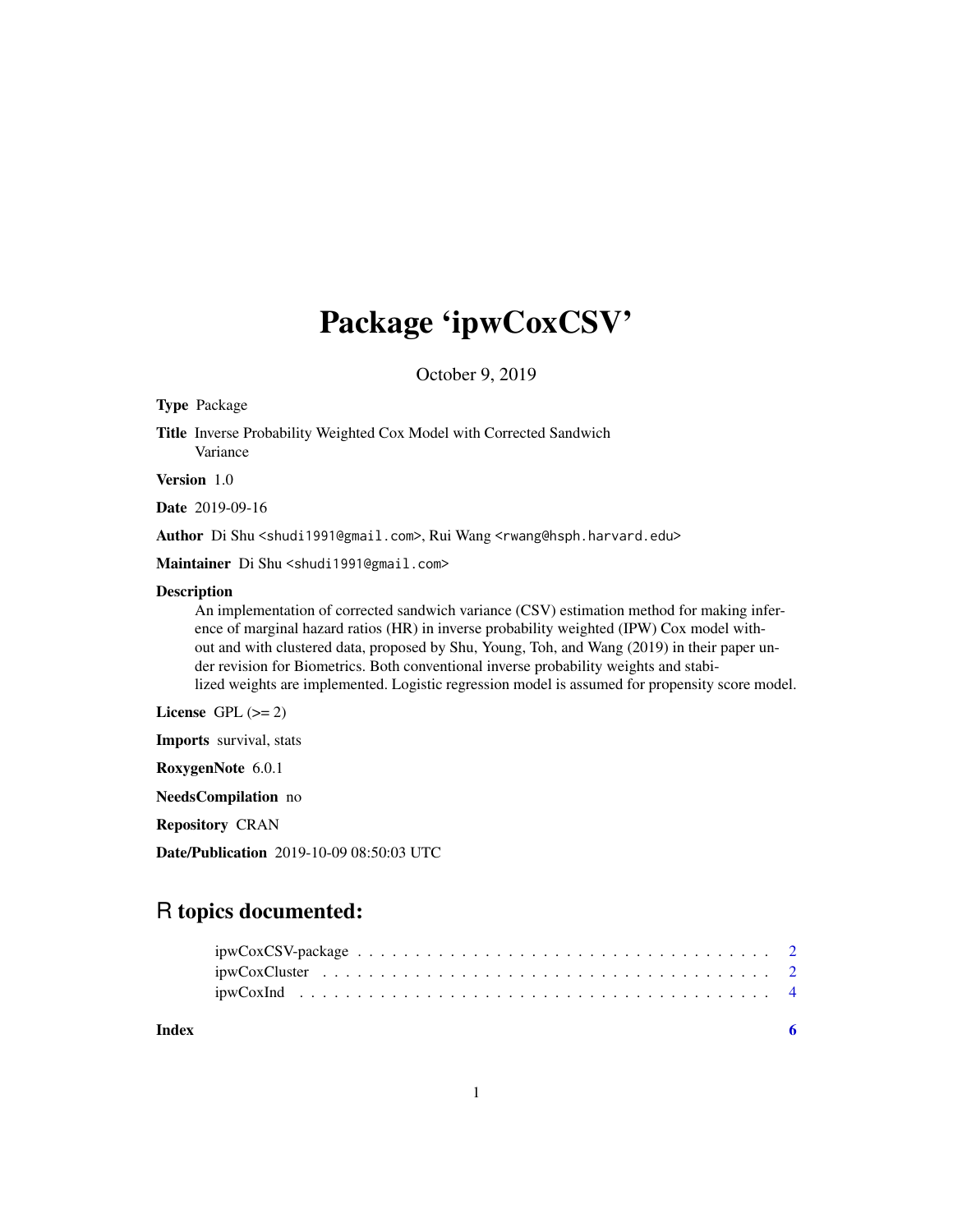# Package 'ipwCoxCSV'

October 9, 2019

**Type** Package

**Title** Inverse Probability Weighted Cox Model with Corrected Sandwich Variance

**Version** 1.0

**Date** 2019-09-16

**Author** Di Shu <shudi1991@gmail.com>, Rui Wang <rwang@hsph.harvard.edu>

**Maintainer** Di Shu <shudi1991@gmail.com>

**Description** An implementation of corrected sandwich variance (CSV) estimation method for making inference of marginal hazard ratios (HR) in inverse probability weighted (IPW) Cox model without and with clustered data, proposed by Shu, Young, Toh, and Wang (2019) in their paper under revision for Biometrics. Both conventional inverse probability weights and stabilized weights are implemented. Logistic regression model is assumed for propensity score model.

**License** GPL (>= 2)

**Imports** survival, stats

**RoxygenNote** 6.0.1

**NeedsCompilation** no

**Repository** CRAN

**Date/Publication** 2019-10-09 08:50:03 UTC

## R topics documented:

ipwCoxCSV-package . . . . . . . . . . . . . . . . . . . . . . . . . . . . . . . . . . . 2
ipwCoxCluster . . . . . . . . . . . . . . . . . . . . . . . . . . . . . . . . . . . . . . 2
ipwCoxInd . . . . . . . . . . . . . . . . . . . . . . . . . . . . . . . . . . . . . . . . 4

**Index** 6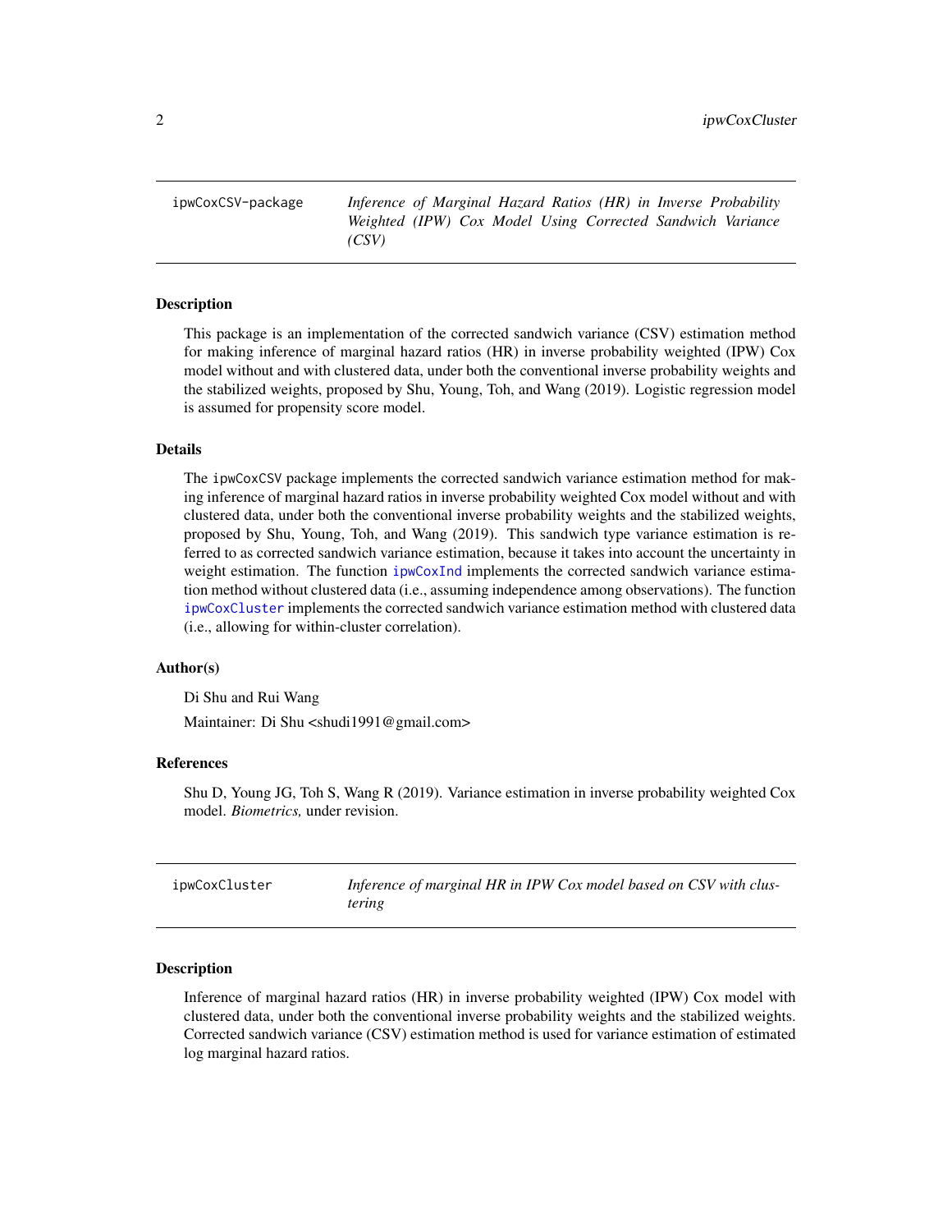## ipwCoxCSV-package

*Inference of Marginal Hazard Ratios (HR) in Inverse Probability Weighted (IPW) Cox Model Using Corrected Sandwich Variance (CSV)*

### Description

This package is an implementation of the corrected sandwich variance (CSV) estimation method for making inference of marginal hazard ratios (HR) in inverse probability weighted (IPW) Cox model without and with clustered data, under both the conventional inverse probability weights and the stabilized weights, proposed by Shu, Young, Toh, and Wang (2019). Logistic regression model is assumed for propensity score model.

### Details

The ipwCoxCSV package implements the corrected sandwich variance estimation method for making inference of marginal hazard ratios in inverse probability weighted Cox model without and with clustered data, under both the conventional inverse probability weights and the stabilized weights, proposed by Shu, Young, Toh, and Wang (2019). This sandwich type variance estimation is referred to as corrected sandwich variance estimation, because it takes into account the uncertainty in weight estimation. The function ipwCoxInd implements the corrected sandwich variance estimation method without clustered data (i.e., assuming independence among observations). The function ipwCoxCluster implements the corrected sandwich variance estimation method with clustered data (i.e., allowing for within-cluster correlation).

### Author(s)

Di Shu and Rui Wang

Maintainer: Di Shu <shudi1991@gmail.com>

### References

Shu D, Young JG, Toh S, Wang R (2019). Variance estimation in inverse probability weighted Cox model. *Biometrics,* under revision.

## ipwCoxCluster

*Inference of marginal HR in IPW Cox model based on CSV with clustering*

### Description

Inference of marginal hazard ratios (HR) in inverse probability weighted (IPW) Cox model with clustered data, under both the conventional inverse probability weights and the stabilized weights. Corrected sandwich variance (CSV) estimation method is used for variance estimation of estimated log marginal hazard ratios.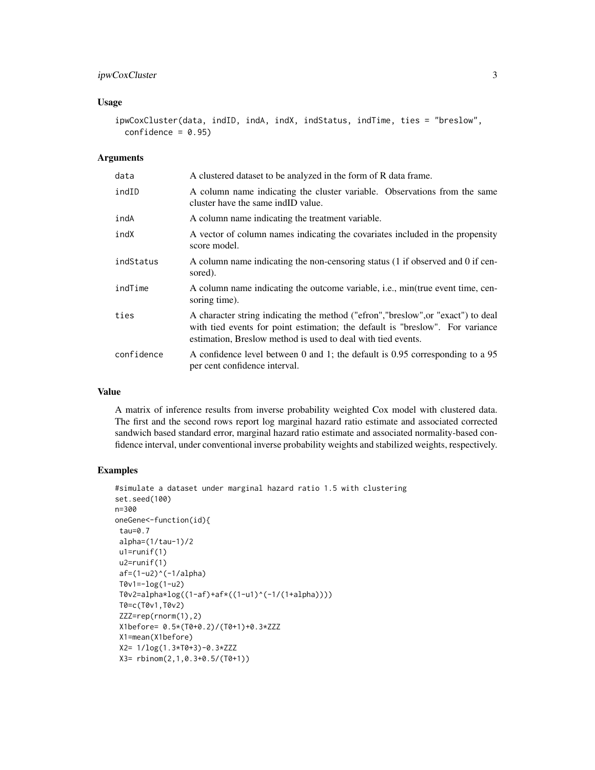### Usage

```
ipwCoxCluster(data, indID, indA, indX, indStatus, indTime, ties = "breslow",
  confidence = 0.95)
```

### Arguments

| | |
|---|---|
| data | A clustered dataset to be analyzed in the form of R data frame. |
| indID | A column name indicating the cluster variable. Observations from the same cluster have the same indID value. |
| indA | A column name indicating the treatment variable. |
| indX | A vector of column names indicating the covariates included in the propensity score model. |
| indStatus | A column name indicating the non-censoring status (1 if observed and 0 if censored). |
| indTime | A column name indicating the outcome variable, i.e., min(true event time, censoring time). |
| ties | A character string indicating the method ("efron","breslow",or "exact") to deal with tied events for point estimation; the default is "breslow". For variance estimation, Breslow method is used to deal with tied events. |
| confidence | A confidence level between 0 and 1; the default is 0.95 corresponding to a 95 per cent confidence interval. |

### Value

A matrix of inference results from inverse probability weighted Cox model with clustered data. The first and the second rows report log marginal hazard ratio estimate and associated corrected sandwich based standard error, marginal hazard ratio estimate and associated normality-based confidence interval, under conventional inverse probability weights and stabilized weights, respectively.

### Examples

```
#simulate a dataset under marginal hazard ratio 1.5 with clustering
set.seed(100)
n=300
oneGene<-function(id){
 tau=0.7
 alpha=(1/tau-1)/2
 u1=runif(1)
 u2=runif(1)
 af=(1-u2)^(-1/alpha)
 T0v1=-log(1-u2)
 T0v2=alpha*log((1-af)+af*((1-u1)^(-1/(1+alpha))))
 T0=c(T0v1,T0v2)
 ZZZ=rep(rnorm(1),2)
 X1before= 0.5*(T0+0.2)/(T0+1)+0.3*ZZZ
 X1=mean(X1before)
 X2= 1/log(1.3*T0+3)-0.3*ZZZ
 X3= rbinom(2,1,0.3+0.5/(T0+1))
```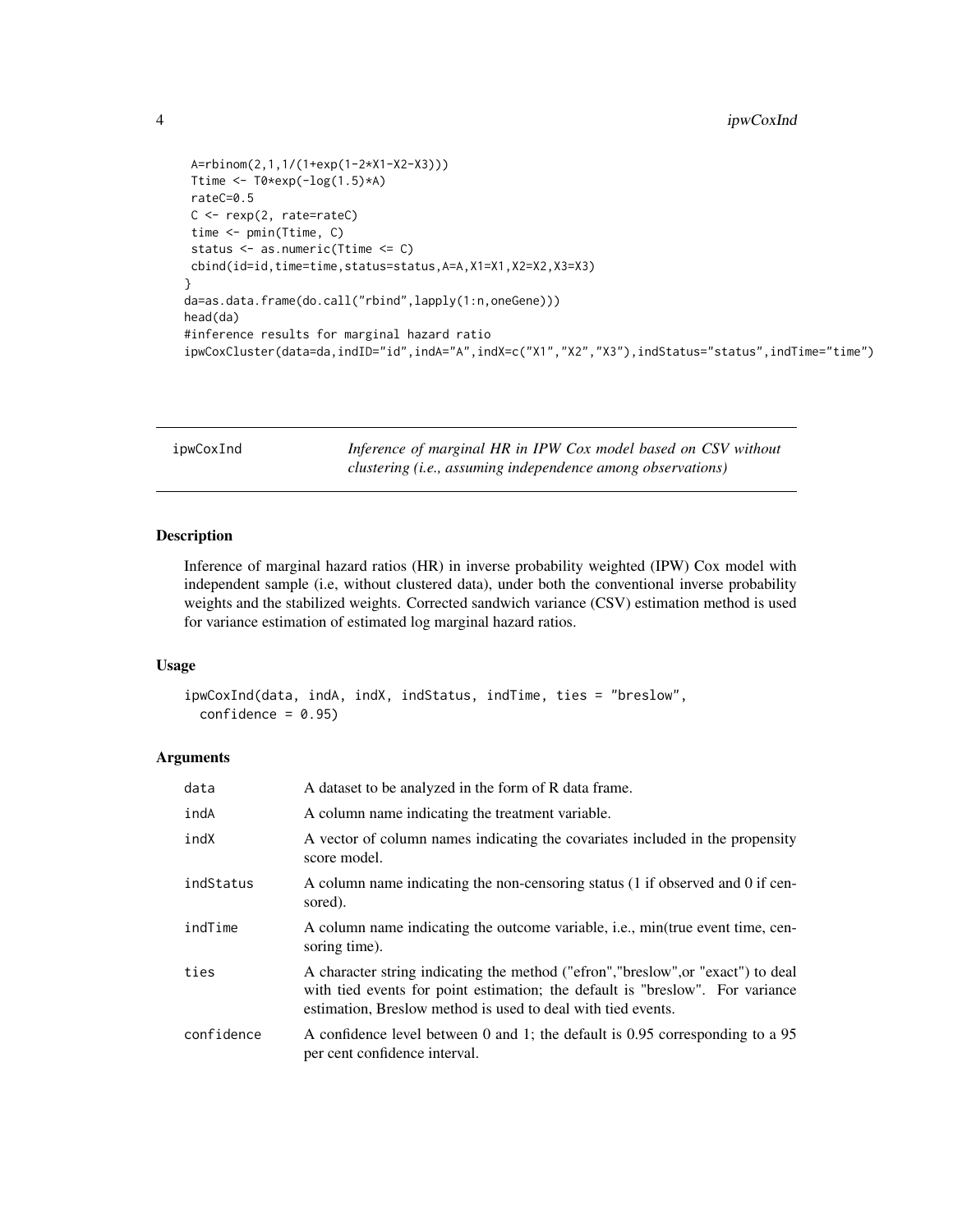```
 A=rbinom(2,1,1/(1+exp(1-2*X1-X2-X3)))
 Ttime <- T0*exp(-log(1.5)*A)
 rateC=0.5
 C <- rexp(2, rate=rateC)
 time <- pmin(Ttime, C)
 status <- as.numeric(Ttime <= C)
 cbind(id=id,time=time,status=status,A=A,X1=X1,X2=X2,X3=X3)
}
da=as.data.frame(do.call("rbind",lapply(1:n,oneGene)))
head(da)
#inference results for marginal hazard ratio
ipwCoxCluster(data=da,indID="id",indA="A",indX=c("X1","X2","X3"),indStatus="status",indTime="time")
```

---

## ipwCox­Ind — *Inference of marginal HR in IPW Cox model based on CSV without clustering (i.e., assuming independence among observations)*

### Description

Inference of marginal hazard ratios (HR) in inverse probability weighted (IPW) Cox model with independent sample (i.e, without clustered data), under both the conventional inverse probability weights and the stabilized weights. Corrected sandwich variance (CSV) estimation method is used for variance estimation of estimated log marginal hazard ratios.

### Usage

```
ipwCoxInd(data, indA, indX, indStatus, indTime, ties = "breslow",
  confidence = 0.95)
```

### Arguments

| | |
|---|---|
| data | A dataset to be analyzed in the form of R data frame. |
| indA | A column name indicating the treatment variable. |
| indX | A vector of column names indicating the covariates included in the propensity score model. |
| indStatus | A column name indicating the non-censoring status (1 if observed and 0 if censored). |
| indTime | A column name indicating the outcome variable, i.e., min(true event time, censoring time). |
| ties | A character string indicating the method ("efron","breslow",or "exact") to deal with tied events for point estimation; the default is "breslow". For variance estimation, Breslow method is used to deal with tied events. |
| confidence | A confidence level between 0 and 1; the default is 0.95 corresponding to a 95 per cent confidence interval. |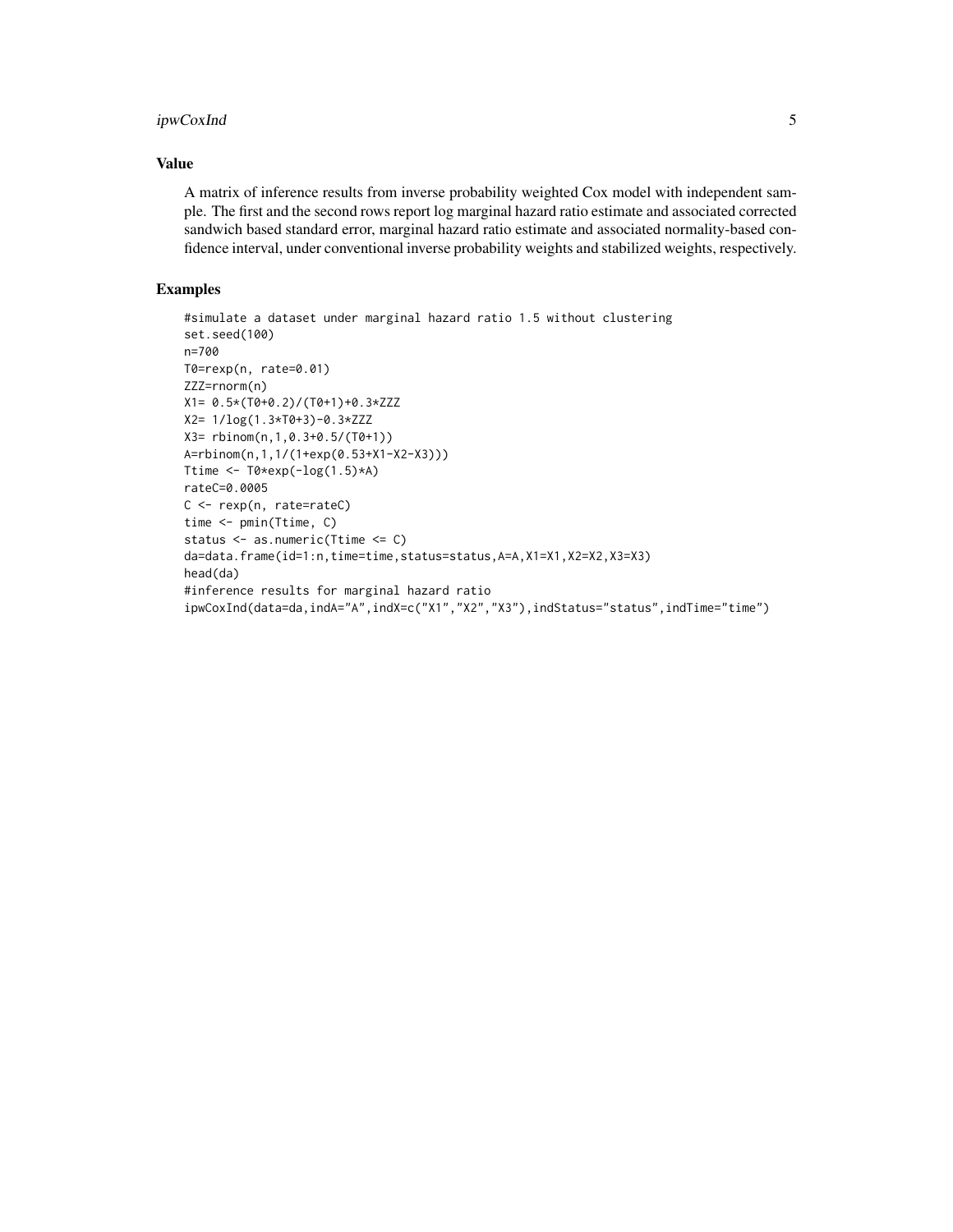## Value

A matrix of inference results from inverse probability weighted Cox model with independent sample. The first and the second rows report log marginal hazard ratio estimate and associated corrected sandwich based standard error, marginal hazard ratio estimate and associated normality-based confidence interval, under conventional inverse probability weights and stabilized weights, respectively.

## Examples

```
#simulate a dataset under marginal hazard ratio 1.5 without clustering
set.seed(100)
n=700
T0=rexp(n, rate=0.01)
ZZZ=rnorm(n)
X1= 0.5*(T0+0.2)/(T0+1)+0.3*ZZZ
X2= 1/log(1.3*T0+3)-0.3*ZZZ
X3= rbinom(n,1,0.3+0.5/(T0+1))
A=rbinom(n,1,1/(1+exp(0.53+X1-X2-X3)))
Ttime <- T0*exp(-log(1.5)*A)
rateC=0.0005
C <- rexp(n, rate=rateC)
time <- pmin(Ttime, C)
status <- as.numeric(Ttime <= C)
da=data.frame(id=1:n,time=time,status=status,A=A,X1=X1,X2=X2,X3=X3)
head(da)
#inference results for marginal hazard ratio
ipwCoxInd(data=da,indA="A",indX=c("X1","X2","X3"),indStatus="status",indTime="time")
```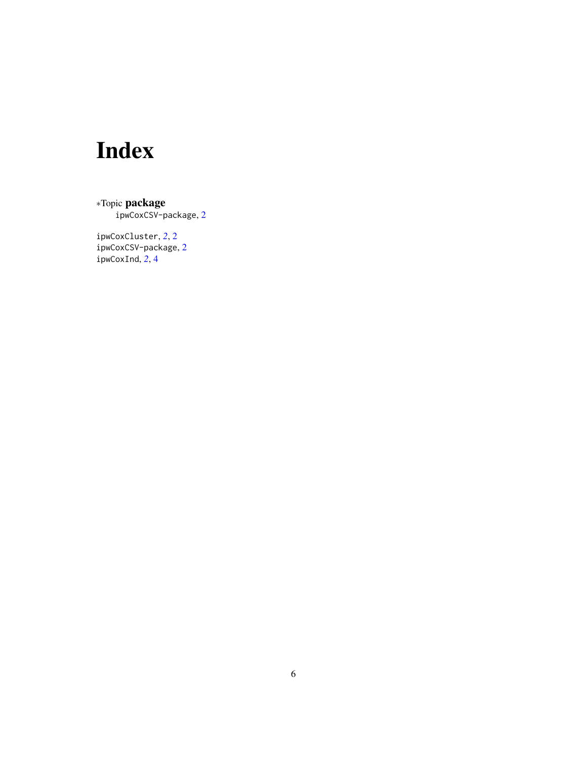# Index

∗Topic **package**

    ipwCoxCSV-package, 2

ipwCoxCluster, *2*, 2
ipwCoxCSV-package, 2
ipwCoxInd, *2*, 4